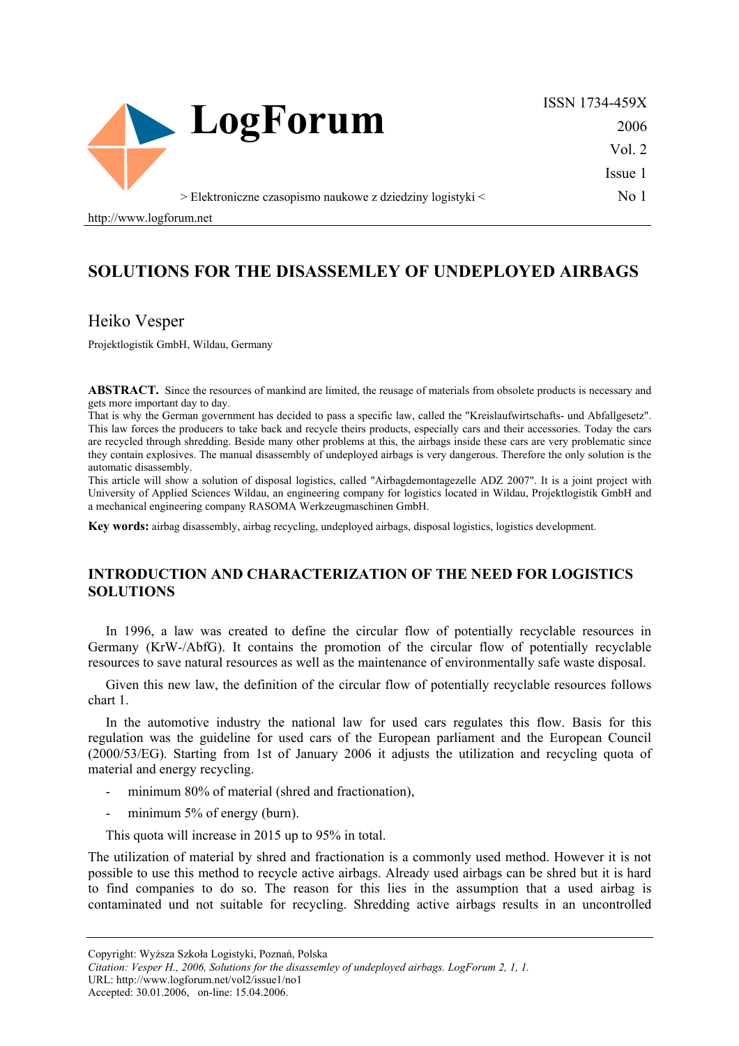# SOLUTIONS FOR THE DISASSEMLEY OF UNDEPLOYED AIRBAGS

Heiko Vesper

Projektlogistik GmbH, Wildau, Germany

**ABSTRACT.** Since the resources of mankind are limited, the reusage of materials from obsolete products is necessary and gets more important day to day.

That is why the German government has decided to pass a specific law, called the "Kreislaufwirtschafts- und Abfallgesetz". This law forces the producers to take back and recycle theirs products, especially cars and their accessories. Today the cars are recycled through shredding. Beside many other problems at this, the airbags inside these cars are very problematic since they contain explosives. The manual disassembly of undeployed airbags is very dangerous. Therefore the only solution is the automatic disassembly.

This article will show a solution of disposal logistics, called "Airbagdemontagezelle ADZ 2007". It is a joint project with University of Applied Sciences Wildau, an engineering company for logistics located in Wildau, Projektlogistik GmbH and a mechanical engineering company RASOMA Werkzeugmaschinen GmbH.

**Key words:** airbag disassembly, airbag recycling, undeployed airbags, disposal logistics, logistics development.

## INTRODUCTION AND CHARACTERIZATION OF THE NEED FOR LOGISTICS SOLUTIONS

In 1996, a law was created to define the circular flow of potentially recyclable resources in Germany (KrW-/AbfG). It contains the promotion of the circular flow of potentially recyclable resources to save natural resources as well as the maintenance of environmentally safe waste disposal.

Given this new law, the definition of the circular flow of potentially recyclable resources follows chart 1.

In the automotive industry the national law for used cars regulates this flow. Basis for this regulation was the guideline for used cars of the European parliament and the European Council (2000/53/EG). Starting from 1st of January 2006 it adjusts the utilization and recycling quota of material and energy recycling.

- minimum 80% of material (shred and fractionation),
- minimum 5% of energy (burn).

This quota will increase in 2015 up to 95% in total.

The utilization of material by shred and fractionation is a commonly used method. However it is not possible to use this method to recycle active airbags. Already used airbags can be shred but it is hard to find companies to do so. The reason for this lies in the assumption that a used airbag is contaminated und not suitable for recycling. Shredding active airbags results in an uncontrolled

Copyright: Wyższa Szkoła Logistyki, Poznań, Polska

*Citation: Vesper H., 2006, Solutions for the disassemley of undeployed airbags. LogForum 2, 1, 1.*

URL: http://www.logforum.net/vol2/issue1/no1

Accepted: 30.01.2006, on-line: 15.04.2006.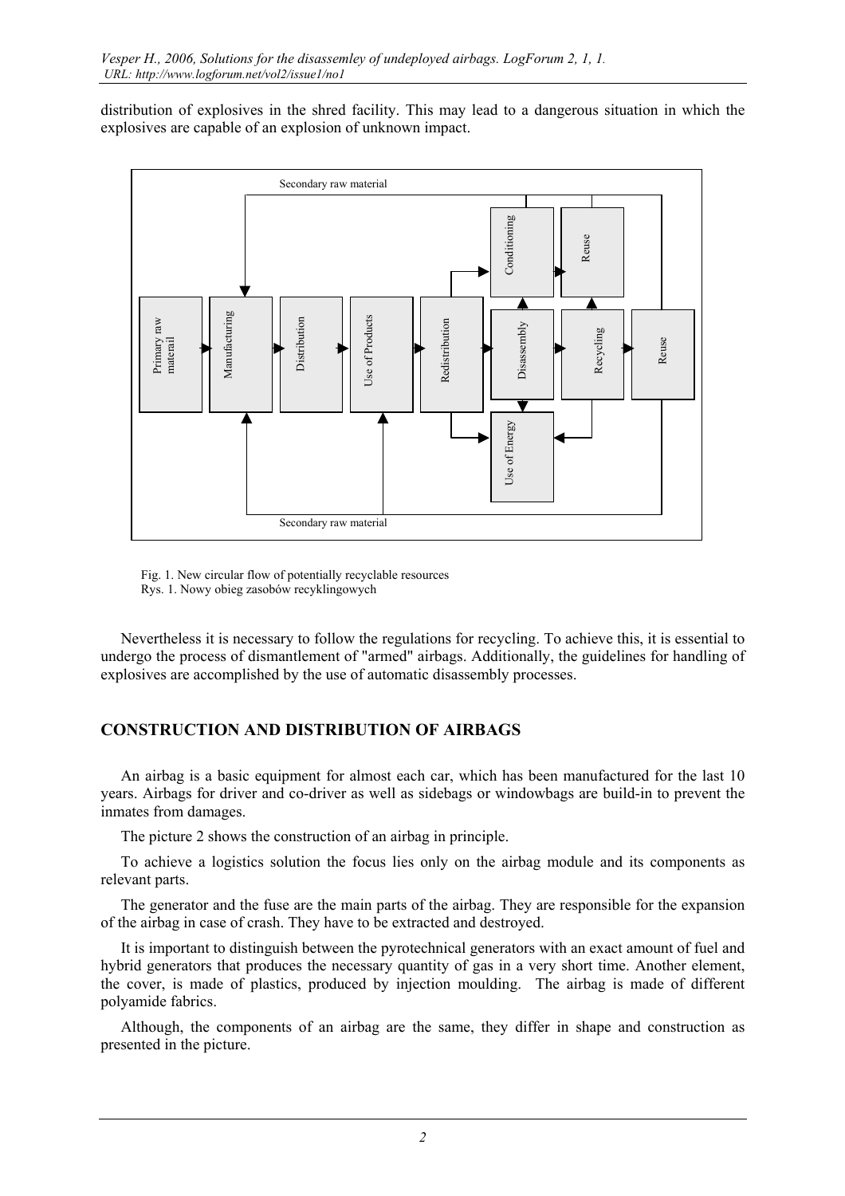distribution of explosives in the shred facility. This may lead to a dangerous situation in which the explosives are capable of an explosion of unknown impact.

Fig. 1. New circular flow of potentially recyclable resources
Rys. 1. Nowy obieg zasobów recyklingowych

Nevertheless it is necessary to follow the regulations for recycling. To achieve this, it is essential to undergo the process of dismantlement of "armed" airbags. Additionally, the guidelines for handling of explosives are accomplished by the use of automatic disassembly processes.

## CONSTRUCTION AND DISTRIBUTION OF AIRBAGS

An airbag is a basic equipment for almost each car, which has been manufactured for the last 10 years. Airbags for driver and co-driver as well as sidebags or windowbags are build-in to prevent the inmates from damages.

The picture 2 shows the construction of an airbag in principle.

To achieve a logistics solution the focus lies only on the airbag module and its components as relevant parts.

The generator and the fuse are the main parts of the airbag. They are responsible for the expansion of the airbag in case of crash. They have to be extracted and destroyed.

It is important to distinguish between the pyrotechnical generators with an exact amount of fuel and hybrid generators that produces the necessary quantity of gas in a very short time. Another element, the cover, is made of plastics, produced by injection moulding. The airbag is made of different polyamide fabrics.

Although, the components of an airbag are the same, they differ in shape and construction as presented in the picture.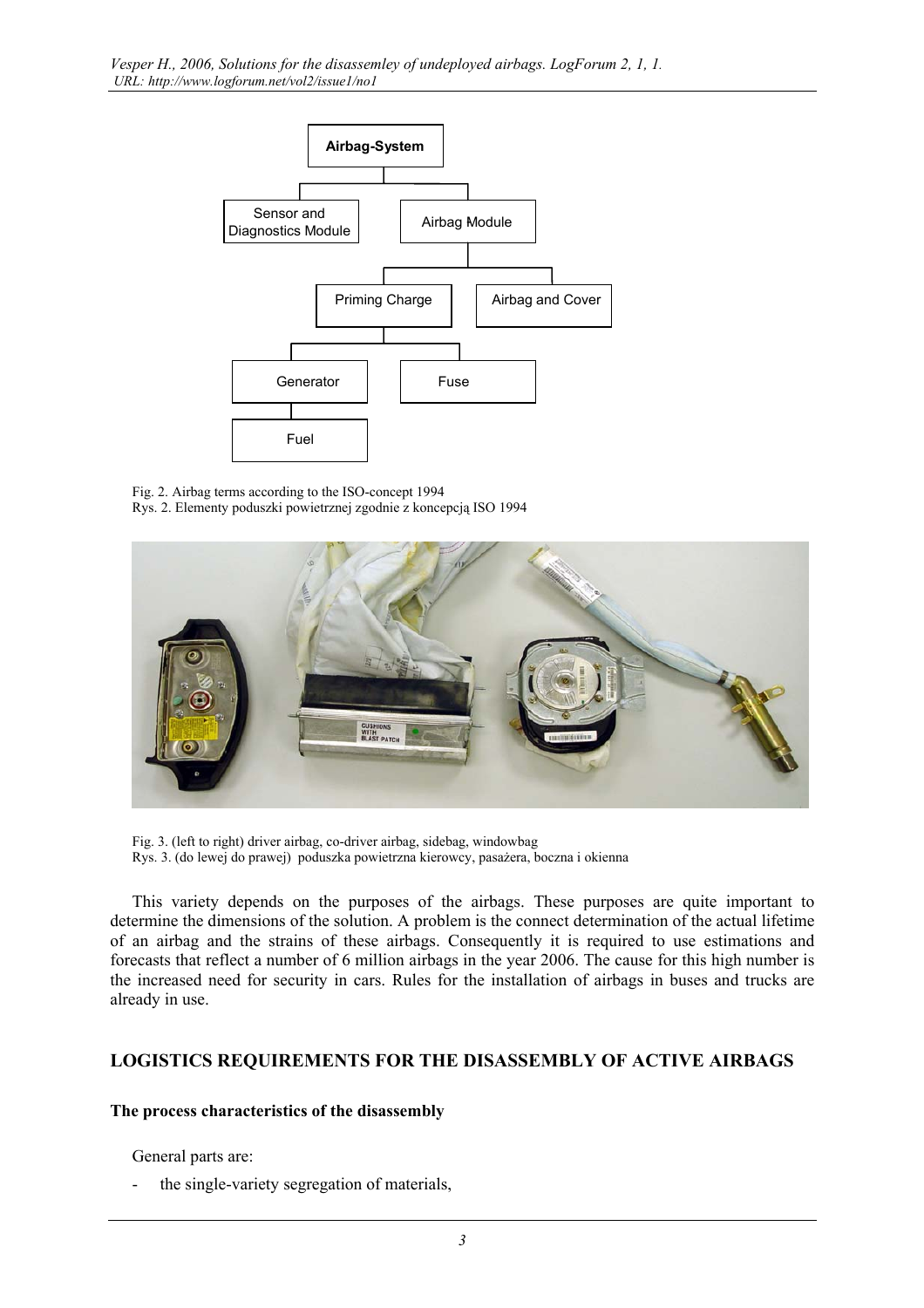Fig. 2. Airbag terms according to the ISO-concept 1994
Rys. 2. Elementy poduszki powietrznej zgodnie z koncepcją ISO 1994

Fig. 3. (left to right) driver airbag, co-driver airbag, sidebag, windowbag
Rys. 3. (do lewej do prawej) poduszka powietrzna kierowcy, pasażera, boczna i okienna

This variety depends on the purposes of the airbags. These purposes are quite important to determine the dimensions of the solution. A problem is the connect determination of the actual lifetime of an airbag and the strains of these airbags. Consequently it is required to use estimations and forecasts that reflect a number of 6 million airbags in the year 2006. The cause for this high number is the increased need for security in cars. Rules for the installation of airbags in buses and trucks are already in use.

## LOGISTICS REQUIREMENTS FOR THE DISASSEMBLY OF ACTIVE AIRBAGS

### The process characteristics of the disassembly

General parts are:

- the single-variety segregation of materials,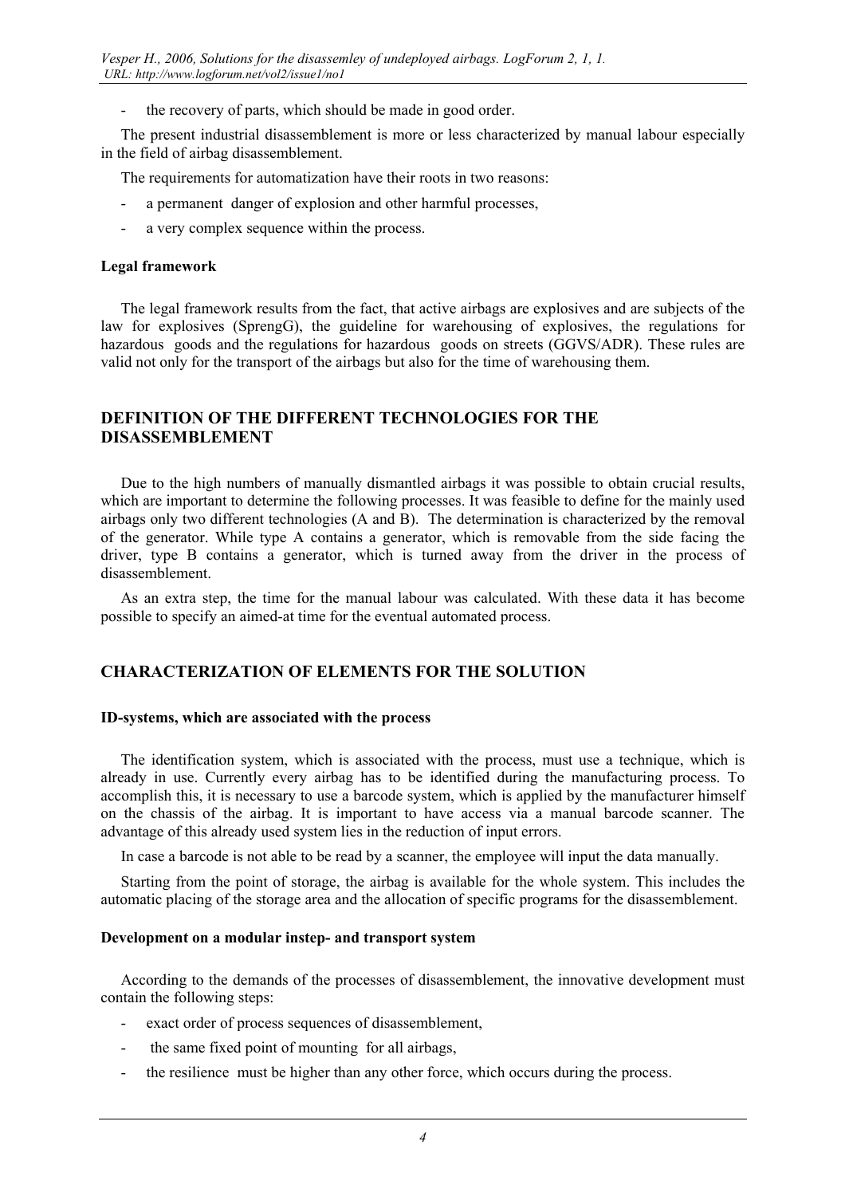- the recovery of parts, which should be made in good order.

The present industrial disassemblement is more or less characterized by manual labour especially in the field of airbag disassemblement.

The requirements for automatization have their roots in two reasons:

- a permanent danger of explosion and other harmful processes,
- a very complex sequence within the process.

**Legal framework**

The legal framework results from the fact, that active airbags are explosives and are subjects of the law for explosives (SprengG), the guideline for warehousing of explosives, the regulations for hazardous goods and the regulations for hazardous goods on streets (GGVS/ADR). These rules are valid not only for the transport of the airbags but also for the time of warehousing them.

## DEFINITION OF THE DIFFERENT TECHNOLOGIES FOR THE DISASSEMBLEMENT

Due to the high numbers of manually dismantled airbags it was possible to obtain crucial results, which are important to determine the following processes. It was feasible to define for the mainly used airbags only two different technologies (A and B). The determination is characterized by the removal of the generator. While type A contains a generator, which is removable from the side facing the driver, type B contains a generator, which is turned away from the driver in the process of disassemblement.

As an extra step, the time for the manual labour was calculated. With these data it has become possible to specify an aimed-at time for the eventual automated process.

## CHARACTERIZATION OF ELEMENTS FOR THE SOLUTION

**ID-systems, which are associated with the process**

The identification system, which is associated with the process, must use a technique, which is already in use. Currently every airbag has to be identified during the manufacturing process. To accomplish this, it is necessary to use a barcode system, which is applied by the manufacturer himself on the chassis of the airbag. It is important to have access via a manual barcode scanner. The advantage of this already used system lies in the reduction of input errors.

In case a barcode is not able to be read by a scanner, the employee will input the data manually.

Starting from the point of storage, the airbag is available for the whole system. This includes the automatic placing of the storage area and the allocation of specific programs for the disassemblement.

**Development on a modular instep- and transport system**

According to the demands of the processes of disassemblement, the innovative development must contain the following steps:

- exact order of process sequences of disassemblement,
- the same fixed point of mounting for all airbags,
- the resilience must be higher than any other force, which occurs during the process.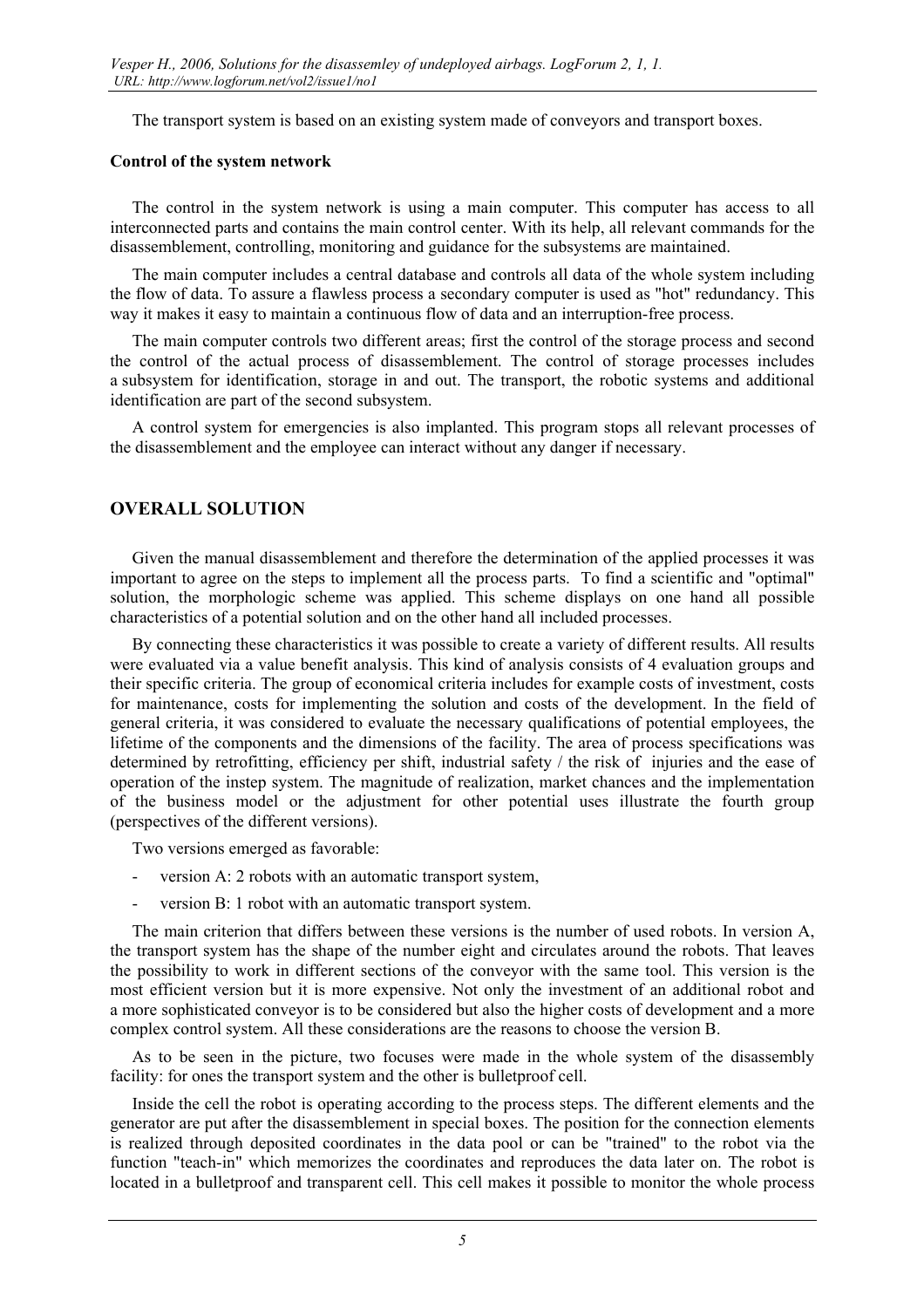The transport system is based on an existing system made of conveyors and transport boxes.

**Control of the system network**

The control in the system network is using a main computer. This computer has access to all interconnected parts and contains the main control center. With its help, all relevant commands for the disassemblement, controlling, monitoring and guidance for the subsystems are maintained.

The main computer includes a central database and controls all data of the whole system including the flow of data. To assure a flawless process a secondary computer is used as "hot" redundancy. This way it makes it easy to maintain a continuous flow of data and an interruption-free process.

The main computer controls two different areas; first the control of the storage process and second the control of the actual process of disassemblement. The control of storage processes includes a subsystem for identification, storage in and out. The transport, the robotic systems and additional identification are part of the second subsystem.

A control system for emergencies is also implanted. This program stops all relevant processes of the disassemblement and the employee can interact without any danger if necessary.

## OVERALL SOLUTION

Given the manual disassemblement and therefore the determination of the applied processes it was important to agree on the steps to implement all the process parts. To find a scientific and "optimal" solution, the morphologic scheme was applied. This scheme displays on one hand all possible characteristics of a potential solution and on the other hand all included processes.

By connecting these characteristics it was possible to create a variety of different results. All results were evaluated via a value benefit analysis. This kind of analysis consists of 4 evaluation groups and their specific criteria. The group of economical criteria includes for example costs of investment, costs for maintenance, costs for implementing the solution and costs of the development. In the field of general criteria, it was considered to evaluate the necessary qualifications of potential employees, the lifetime of the components and the dimensions of the facility. The area of process specifications was determined by retrofitting, efficiency per shift, industrial safety / the risk of injuries and the ease of operation of the instep system. The magnitude of realization, market chances and the implementation of the business model or the adjustment for other potential uses illustrate the fourth group (perspectives of the different versions).

Two versions emerged as favorable:

- version A: 2 robots with an automatic transport system,
- version B: 1 robot with an automatic transport system.

The main criterion that differs between these versions is the number of used robots. In version A, the transport system has the shape of the number eight and circulates around the robots. That leaves the possibility to work in different sections of the conveyor with the same tool. This version is the most efficient version but it is more expensive. Not only the investment of an additional robot and a more sophisticated conveyor is to be considered but also the higher costs of development and a more complex control system. All these considerations are the reasons to choose the version B.

As to be seen in the picture, two focuses were made in the whole system of the disassembly facility: for ones the transport system and the other is bulletproof cell.

Inside the cell the robot is operating according to the process steps. The different elements and the generator are put after the disassemblement in special boxes. The position for the connection elements is realized through deposited coordinates in the data pool or can be "trained" to the robot via the function "teach-in" which memorizes the coordinates and reproduces the data later on. The robot is located in a bulletproof and transparent cell. This cell makes it possible to monitor the whole process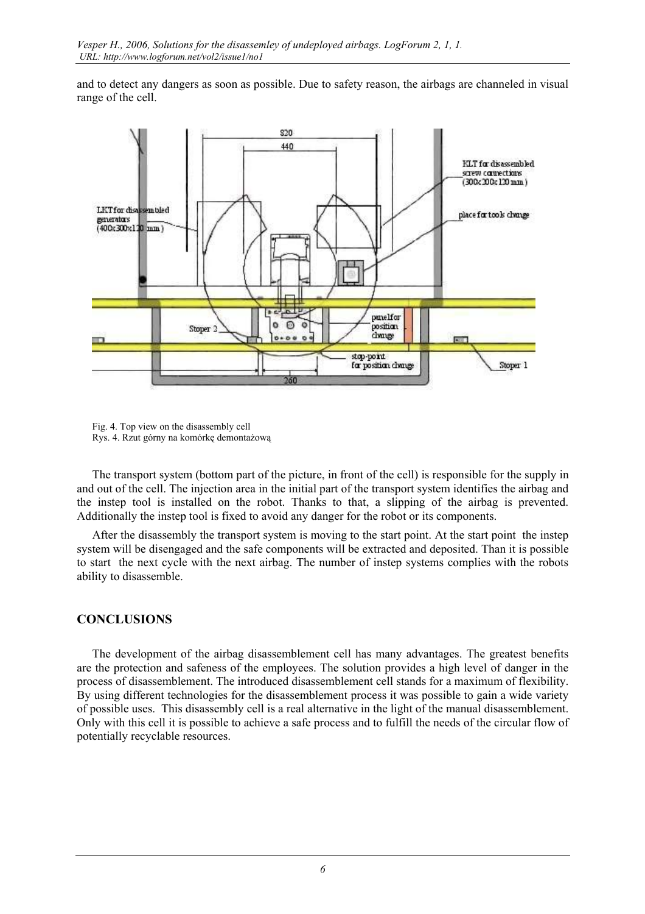and to detect any dangers as soon as possible. Due to safety reason, the airbags are channeled in visual range of the cell.

Fig. 4. Top view on the disassembly cell
Rys. 4. Rzut górny na komórkę demontażową

The transport system (bottom part of the picture, in front of the cell) is responsible for the supply in and out of the cell. The injection area in the initial part of the transport system identifies the airbag and the instep tool is installed on the robot. Thanks to that, a slipping of the airbag is prevented. Additionally the instep tool is fixed to avoid any danger for the robot or its components.

After the disassembly the transport system is moving to the start point. At the start point the instep system will be disengaged and the safe components will be extracted and deposited. Than it is possible to start the next cycle with the next airbag. The number of instep systems complies with the robots ability to disassemble.

## CONCLUSIONS

The development of the airbag disassemblement cell has many advantages. The greatest benefits are the protection and safeness of the employees. The solution provides a high level of danger in the process of disassemblement. The introduced disassemblement cell stands for a maximum of flexibility. By using different technologies for the disassemblement process it was possible to gain a wide variety of possible uses. This disassembly cell is a real alternative in the light of the manual disassemblement. Only with this cell it is possible to achieve a safe process and to fulfill the needs of the circular flow of potentially recyclable resources.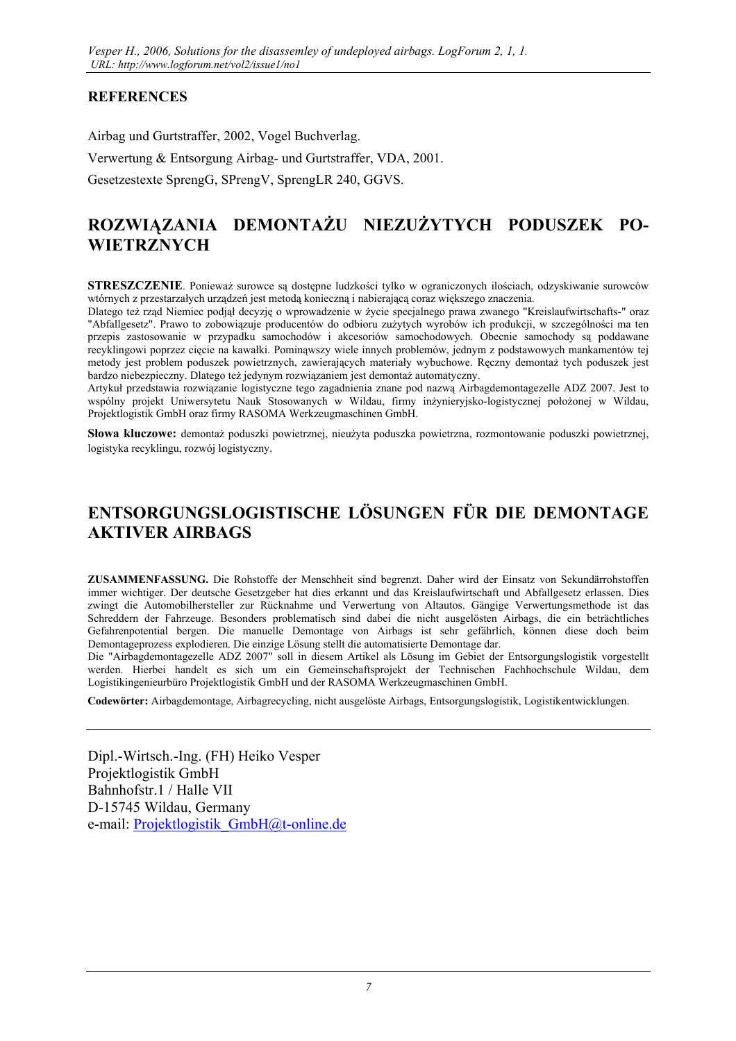## REFERENCES

Airbag und Gurtstraffer, 2002, Vogel Buchverlag.

Verwertung & Entsorgung Airbag- und Gurtstraffer, VDA, 2001.

Gesetzestexte SprengG, SPrengV, SprengLR 240, GGVS.

# ROZWIĄZANIA DEMONTAŻU NIEZUŻYTYCH PODUSZEK POWIETRZNYCH

**STRESZCZENIE**. Ponieważ surowce są dostępne ludzkości tylko w ograniczonych ilościach, odzyskiwanie surowców wtórnych z przestarzałych urządzeń jest metodą konieczną i nabierającą coraz większego znaczenia.

Dlatego też rząd Niemiec podjął decyzję o wprowadzenie w życie specjalnego prawa zwanego "Kreislaufwirtschafts-" oraz "Abfallgesetz". Prawo to zobowiązuje producentów do odbioru zużytych wyrobów ich produkcji, w szczególności ma ten przepis zastosowanie w przypadku samochodów i akcesoriów samochodowych. Obecnie samochody są poddawane recyklingowi poprzez cięcie na kawałki. Pominąwszy wiele innych problemów, jednym z podstawowych mankamentów tej metody jest problem poduszek powietrznych, zawierających materiały wybuchowe. Ręczny demontaż tych poduszek jest bardzo niebezpieczny. Dlatego też jedynym rozwiązaniem jest demontaż automatyczny.

Artykuł przedstawia rozwiązanie logistyczne tego zagadnienia znane pod nazwą Airbagdemontagezelle ADZ 2007. Jest to wspólny projekt Uniwersytetu Nauk Stosowanych w Wildau, firmy inżynieryjsko-logistycznej położonej w Wildau, Projektlogistik GmbH oraz firmy RASOMA Werkzeugmaschinen GmbH.

**Słowa kluczowe:** demontaż poduszki powietrznej, nieużyta poduszka powietrzna, rozmontowanie poduszki powietrznej, logistyka recyklingu, rozwój logistyczny.

# ENTSORGUNGSLOGISTISCHE LÖSUNGEN FÜR DIE DEMONTAGE AKTIVER AIRBAGS

**ZUSAMMENFASSUNG.** Die Rohstoffe der Menschheit sind begrenzt. Daher wird der Einsatz von Sekundärrohstoffen immer wichtiger. Der deutsche Gesetzgeber hat dies erkannt und das Kreislaufwirtschaft und Abfallgesetz erlassen. Dies zwingt die Automobilhersteller zur Rücknahme und Verwertung von Altautos. Gängige Verwertungsmethode ist das Schreddern der Fahrzeuge. Besonders problematisch sind dabei die nicht ausgelösten Airbags, die ein beträchtliches Gefahrenpotential bergen. Die manuelle Demontage von Airbags ist sehr gefährlich, können diese doch beim Demontageprozess explodieren. Die einzige Lösung stellt die automatisierte Demontage dar.

Die "Airbagdemontagezelle ADZ 2007" soll in diesem Artikel als Lösung im Gebiet der Entsorgungslogistik vorgestellt werden. Hierbei handelt es sich um ein Gemeinschaftsprojekt der Technischen Fachhochschule Wildau, dem Logistikingenieurbüro Projektlogistik GmbH und der RASOMA Werkzeugmaschinen GmbH.

**Codewörter:** Airbagdemontage, Airbagrecycling, nicht ausgelöste Airbags, Entsorgungslogistik, Logistikentwicklungen.

---

Dipl.-Wirtsch.-Ing. (FH) Heiko Vesper
Projektlogistik GmbH
Bahnhofstr.1 / Halle VII
D-15745 Wildau, Germany
e-mail: Projektlogistik_GmbH@t-online.de